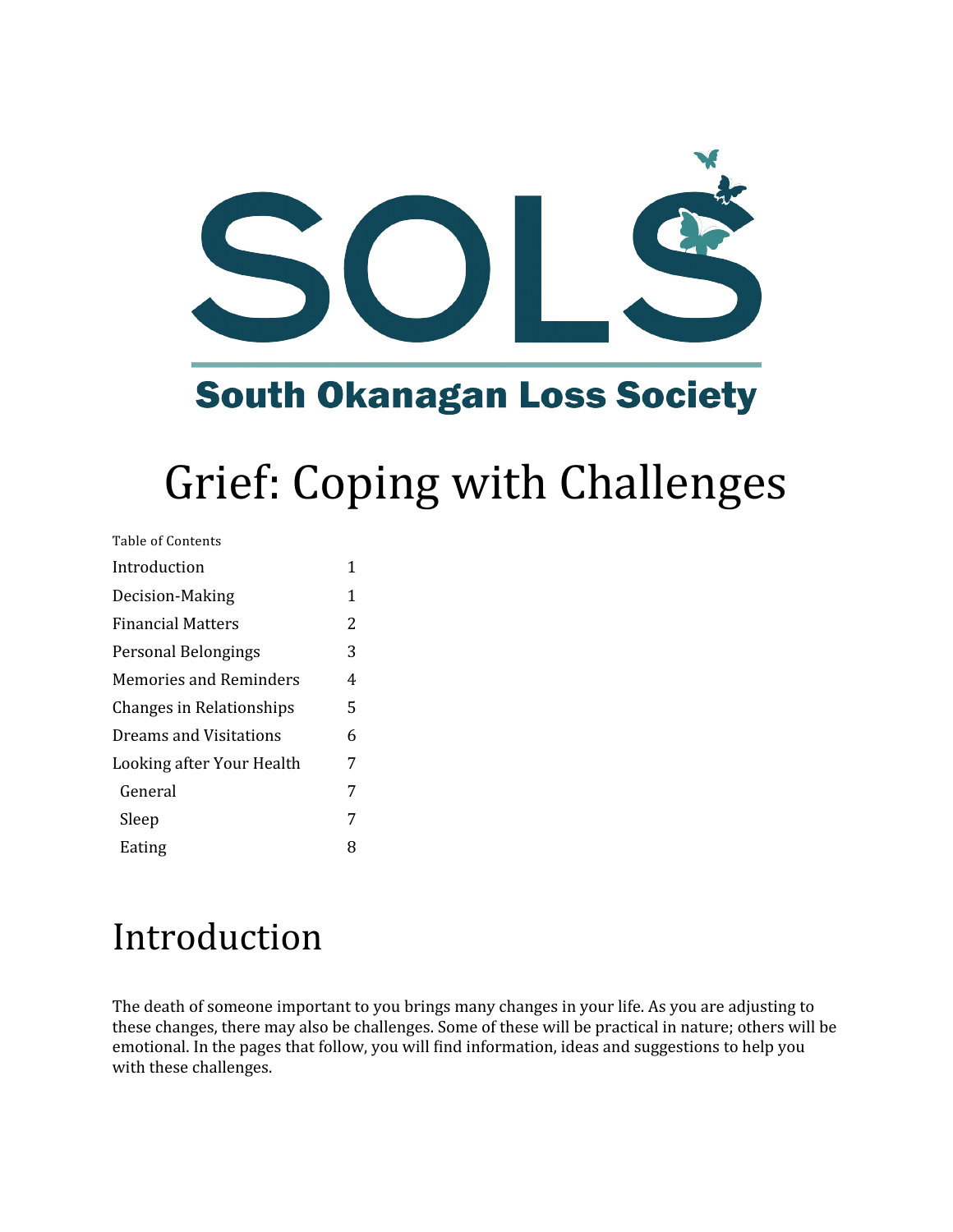SOLS

South Okanagan Loss Society

# Grief: Coping with Challenges

Table of Contents

| | |
|---|---|
| Introduction | 1 |
| Decision-Making | 1 |
| Financial Matters | 2 |
| Personal Belongings | 3 |
| Memories and Reminders | 4 |
| Changes in Relationships | 5 |
| Dreams and Visitations | 6 |
| Looking after Your Health | 7 |
| General | 7 |
| Sleep | 7 |
| Eating | 8 |

## Introduction

The death of someone important to you brings many changes in your life. As you are adjusting to these changes, there may also be challenges. Some of these will be practical in nature; others will be emotional. In the pages that follow, you will find information, ideas and suggestions to help you with these challenges.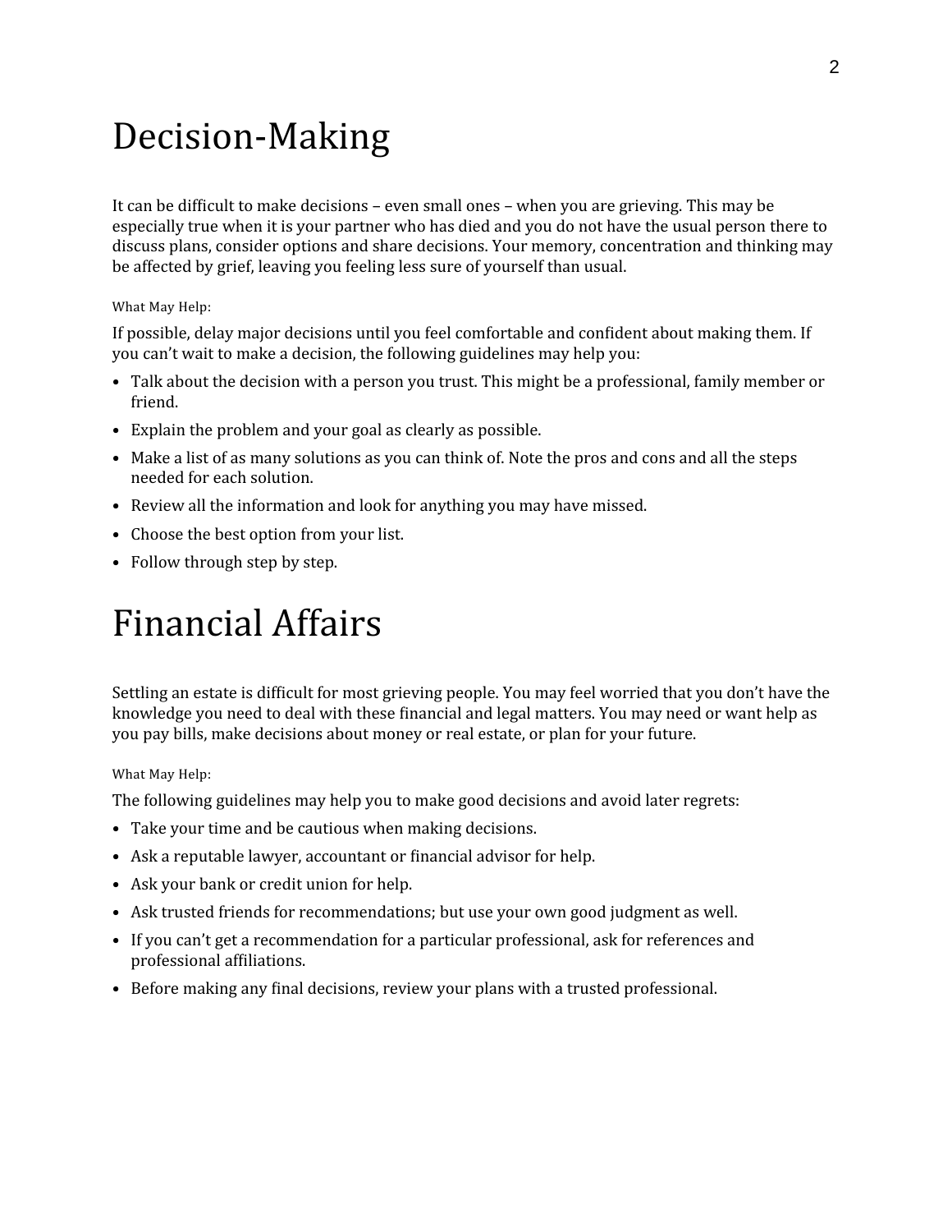# Decision-Making

It can be difficult to make decisions – even small ones – when you are grieving. This may be especially true when it is your partner who has died and you do not have the usual person there to discuss plans, consider options and share decisions. Your memory, concentration and thinking may be affected by grief, leaving you feeling less sure of yourself than usual.

What May Help:

If possible, delay major decisions until you feel comfortable and confident about making them. If you can't wait to make a decision, the following guidelines may help you:

- Talk about the decision with a person you trust. This might be a professional, family member or friend.
- Explain the problem and your goal as clearly as possible.
- Make a list of as many solutions as you can think of. Note the pros and cons and all the steps needed for each solution.
- Review all the information and look for anything you may have missed.
- Choose the best option from your list.
- Follow through step by step.

# Financial Affairs

Settling an estate is difficult for most grieving people. You may feel worried that you don't have the knowledge you need to deal with these financial and legal matters. You may need or want help as you pay bills, make decisions about money or real estate, or plan for your future.

What May Help:

The following guidelines may help you to make good decisions and avoid later regrets:

- Take your time and be cautious when making decisions.
- Ask a reputable lawyer, accountant or financial advisor for help.
- Ask your bank or credit union for help.
- Ask trusted friends for recommendations; but use your own good judgment as well.
- If you can't get a recommendation for a particular professional, ask for references and professional affiliations.
- Before making any final decisions, review your plans with a trusted professional.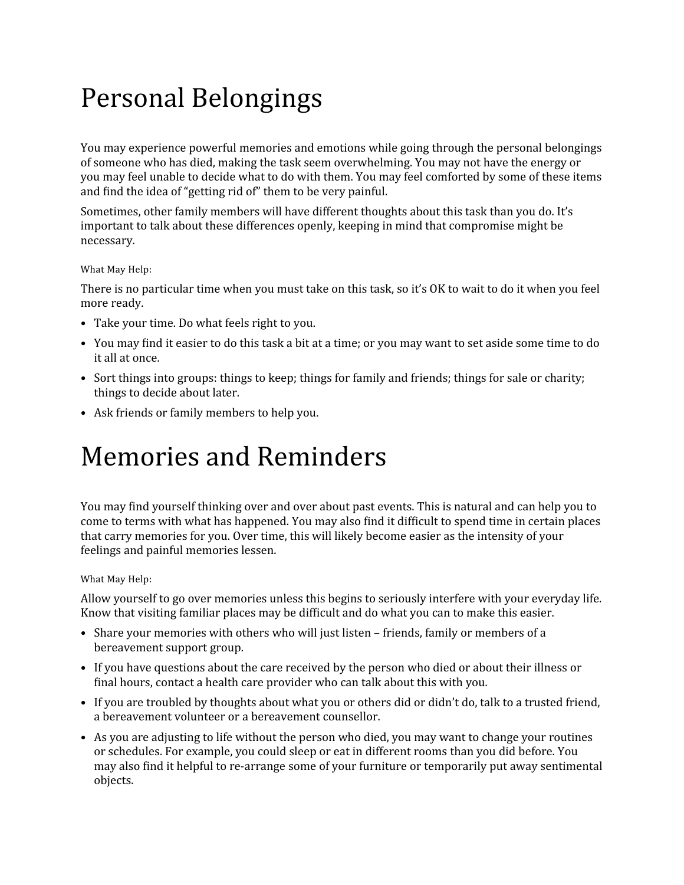# Personal Belongings

You may experience powerful memories and emotions while going through the personal belongings of someone who has died, making the task seem overwhelming. You may not have the energy or you may feel unable to decide what to do with them. You may feel comforted by some of these items and find the idea of "getting rid of" them to be very painful.

Sometimes, other family members will have different thoughts about this task than you do. It's important to talk about these differences openly, keeping in mind that compromise might be necessary.

What May Help:

There is no particular time when you must take on this task, so it's OK to wait to do it when you feel more ready.

- Take your time. Do what feels right to you.
- You may find it easier to do this task a bit at a time; or you may want to set aside some time to do it all at once.
- Sort things into groups: things to keep; things for family and friends; things for sale or charity; things to decide about later.
- Ask friends or family members to help you.

# Memories and Reminders

You may find yourself thinking over and over about past events. This is natural and can help you to come to terms with what has happened. You may also find it difficult to spend time in certain places that carry memories for you. Over time, this will likely become easier as the intensity of your feelings and painful memories lessen.

What May Help:

Allow yourself to go over memories unless this begins to seriously interfere with your everyday life. Know that visiting familiar places may be difficult and do what you can to make this easier.

- Share your memories with others who will just listen – friends, family or members of a bereavement support group.
- If you have questions about the care received by the person who died or about their illness or final hours, contact a health care provider who can talk about this with you.
- If you are troubled by thoughts about what you or others did or didn't do, talk to a trusted friend, a bereavement volunteer or a bereavement counsellor.
- As you are adjusting to life without the person who died, you may want to change your routines or schedules. For example, you could sleep or eat in different rooms than you did before. You may also find it helpful to re-arrange some of your furniture or temporarily put away sentimental objects.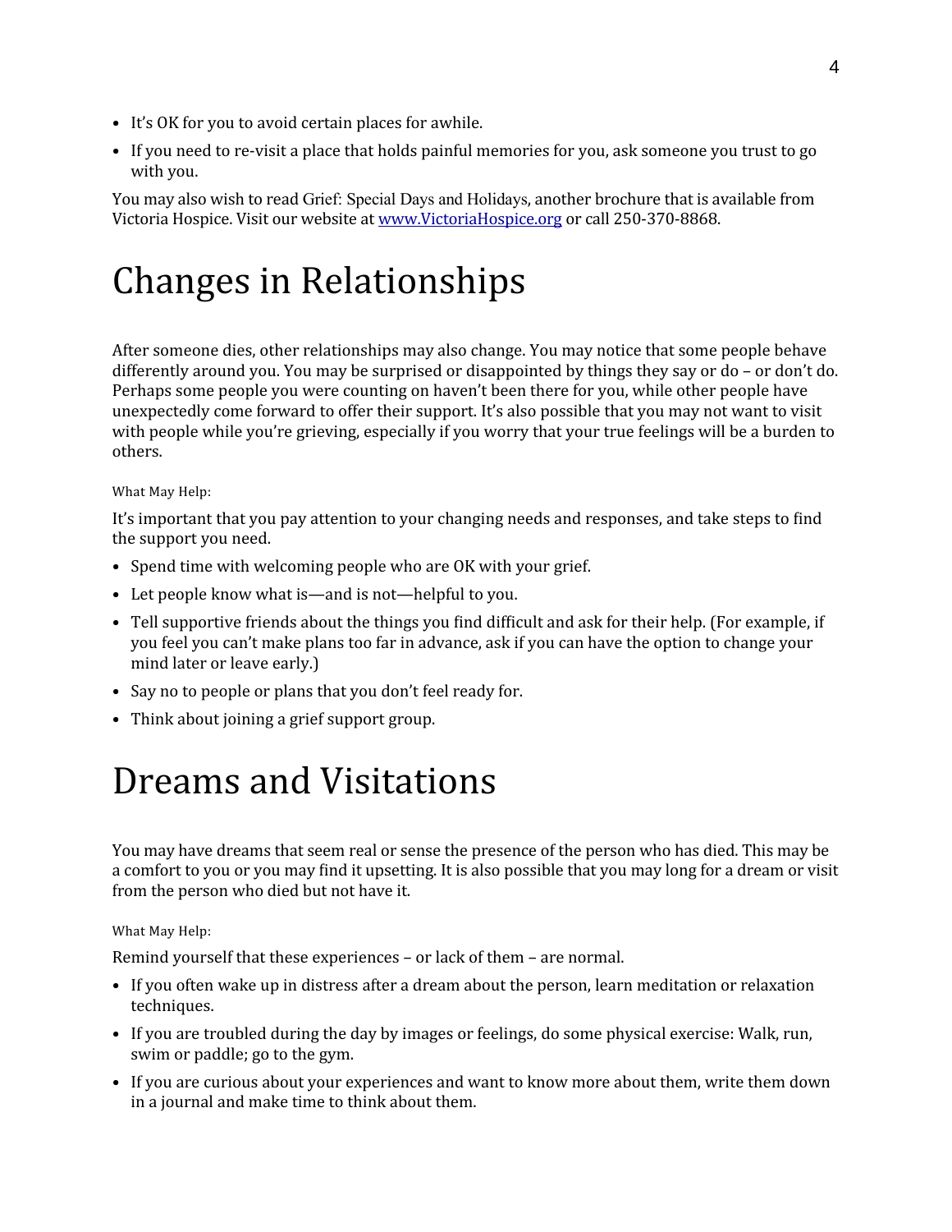- It's OK for you to avoid certain places for awhile.
- If you need to re-visit a place that holds painful memories for you, ask someone you trust to go with you.

You may also wish to read Grief: Special Days and Holidays, another brochure that is available from Victoria Hospice. Visit our website at [www.VictoriaHospice.org](http://www.VictoriaHospice.org) or call 250-370-8868.

# Changes in Relationships

After someone dies, other relationships may also change. You may notice that some people behave differently around you. You may be surprised or disappointed by things they say or do – or don't do. Perhaps some people you were counting on haven't been there for you, while other people have unexpectedly come forward to offer their support. It's also possible that you may not want to visit with people while you're grieving, especially if you worry that your true feelings will be a burden to others.

What May Help:

It's important that you pay attention to your changing needs and responses, and take steps to find the support you need.

- Spend time with welcoming people who are OK with your grief.
- Let people know what is—and is not—helpful to you.
- Tell supportive friends about the things you find difficult and ask for their help. (For example, if you feel you can't make plans too far in advance, ask if you can have the option to change your mind later or leave early.)
- Say no to people or plans that you don't feel ready for.
- Think about joining a grief support group.

# Dreams and Visitations

You may have dreams that seem real or sense the presence of the person who has died. This may be a comfort to you or you may find it upsetting. It is also possible that you may long for a dream or visit from the person who died but not have it.

What May Help:

Remind yourself that these experiences – or lack of them – are normal.

- If you often wake up in distress after a dream about the person, learn meditation or relaxation techniques.
- If you are troubled during the day by images or feelings, do some physical exercise: Walk, run, swim or paddle; go to the gym.
- If you are curious about your experiences and want to know more about them, write them down in a journal and make time to think about them.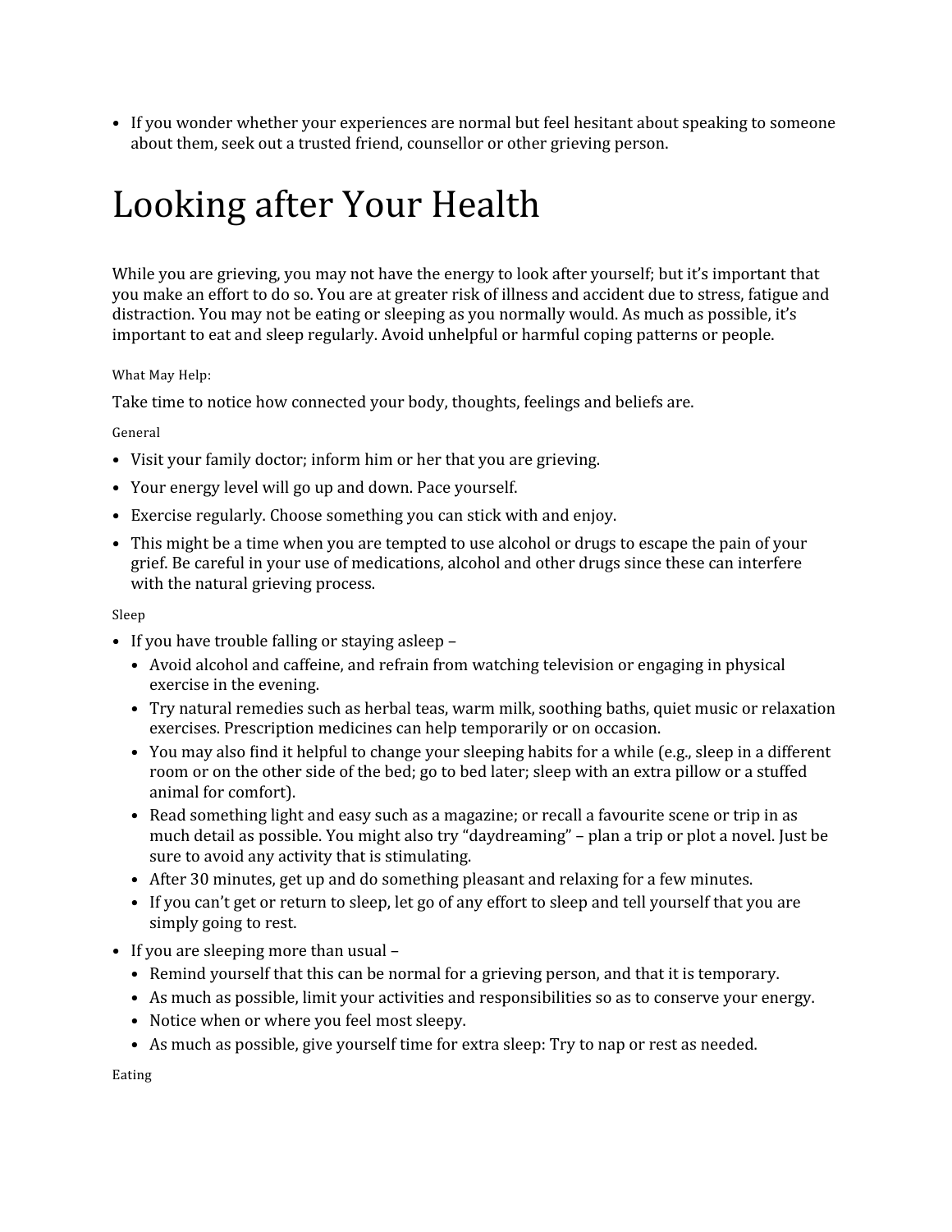- If you wonder whether your experiences are normal but feel hesitant about speaking to someone about them, seek out a trusted friend, counsellor or other grieving person.

# Looking after Your Health

While you are grieving, you may not have the energy to look after yourself; but it's important that you make an effort to do so. You are at greater risk of illness and accident due to stress, fatigue and distraction. You may not be eating or sleeping as you normally would. As much as possible, it's important to eat and sleep regularly. Avoid unhelpful or harmful coping patterns or people.

###### What May Help:

Take time to notice how connected your body, thoughts, feelings and beliefs are.

###### General

- Visit your family doctor; inform him or her that you are grieving.
- Your energy level will go up and down. Pace yourself.
- Exercise regularly. Choose something you can stick with and enjoy.
- This might be a time when you are tempted to use alcohol or drugs to escape the pain of your grief. Be careful in your use of medications, alcohol and other drugs since these can interfere with the natural grieving process.

###### Sleep

- If you have trouble falling or staying asleep –
  - Avoid alcohol and caffeine, and refrain from watching television or engaging in physical exercise in the evening.
  - Try natural remedies such as herbal teas, warm milk, soothing baths, quiet music or relaxation exercises. Prescription medicines can help temporarily or on occasion.
  - You may also find it helpful to change your sleeping habits for a while (e.g., sleep in a different room or on the other side of the bed; go to bed later; sleep with an extra pillow or a stuffed animal for comfort).
  - Read something light and easy such as a magazine; or recall a favourite scene or trip in as much detail as possible. You might also try "daydreaming" – plan a trip or plot a novel. Just be sure to avoid any activity that is stimulating.
  - After 30 minutes, get up and do something pleasant and relaxing for a few minutes.
  - If you can't get or return to sleep, let go of any effort to sleep and tell yourself that you are simply going to rest.
- If you are sleeping more than usual –
  - Remind yourself that this can be normal for a grieving person, and that it is temporary.
  - As much as possible, limit your activities and responsibilities so as to conserve your energy.
  - Notice when or where you feel most sleepy.
  - As much as possible, give yourself time for extra sleep: Try to nap or rest as needed.

###### Eating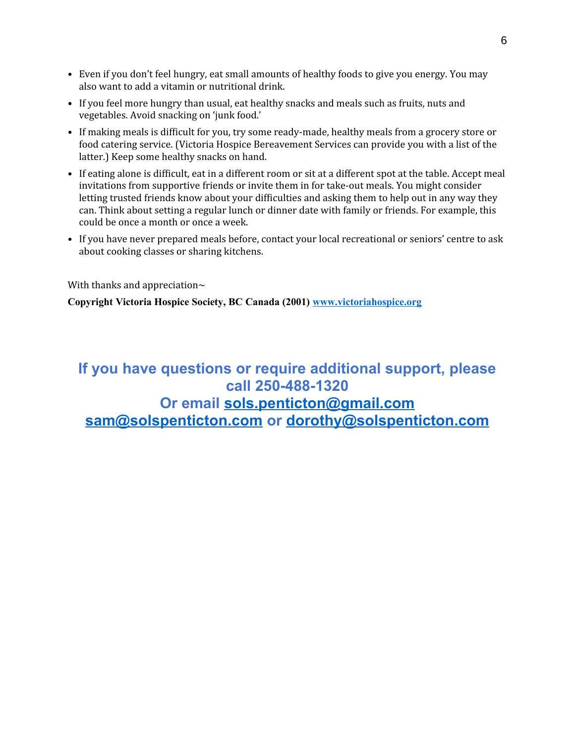- Even if you don't feel hungry, eat small amounts of healthy foods to give you energy. You may also want to add a vitamin or nutritional drink.
- If you feel more hungry than usual, eat healthy snacks and meals such as fruits, nuts and vegetables. Avoid snacking on 'junk food.'
- If making meals is difficult for you, try some ready-made, healthy meals from a grocery store or food catering service. (Victoria Hospice Bereavement Services can provide you with a list of the latter.) Keep some healthy snacks on hand.
- If eating alone is difficult, eat in a different room or sit at a different spot at the table. Accept meal invitations from supportive friends or invite them in for take-out meals. You might consider letting trusted friends know about your difficulties and asking them to help out in any way they can. Think about setting a regular lunch or dinner date with family or friends. For example, this could be once a month or once a week.
- If you have never prepared meals before, contact your local recreational or seniors' centre to ask about cooking classes or sharing kitchens.

With thanks and appreciation~

**Copyright Victoria Hospice Society, BC Canada (2001) [www.victoriahospice.org](http://www.victoriahospice.org)**

**If you have questions or require additional support, please call 250-488-1320**
**Or email [sols.penticton@gmail.com](mailto:sols.penticton@gmail.com)**
**[sam@solspenticton.com](mailto:sam@solspenticton.com) or [dorothy@solspenticton.com](mailto:dorothy@solspenticton.com)**